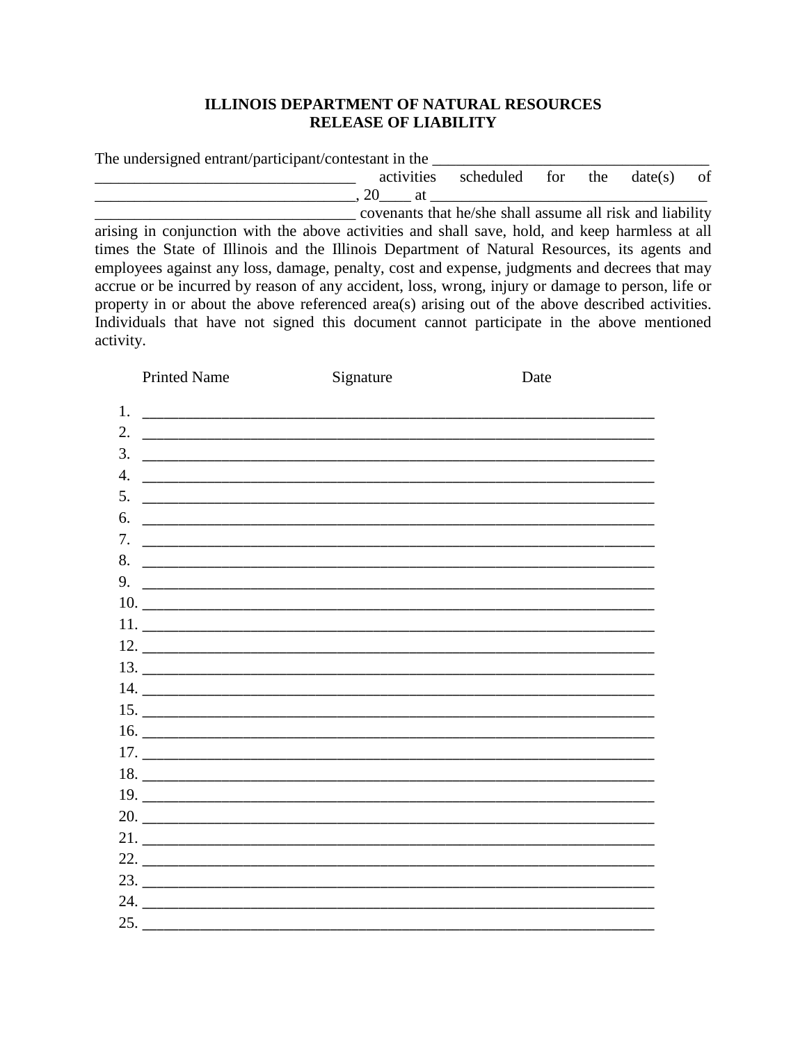# ILLINOIS DEPARTMENT OF NATURAL RESOURCES
## RELEASE OF LIABILITY

The undersigned entrant/participant/contestant in the ________________________________ ________________________________ activities scheduled for the date(s) of ________________________________, 20____ at ________________________________ ________________________________ covenants that he/she shall assume all risk and liability arising in conjunction with the above activities and shall save, hold, and keep harmless at all times the State of Illinois and the Illinois Department of Natural Resources, its agents and employees against any loss, damage, penalty, cost and expense, judgments and decrees that may accrue or be incurred by reason of any accident, loss, wrong, injury or damage to person, life or property in or about the above referenced area(s) arising out of the above described activities. Individuals that have not signed this document cannot participate in the above mentioned activity.

| | Printed Name | Signature | Date |
|---|---|---|---|
| 1. | | | |
| 2. | | | |
| 3. | | | |
| 4. | | | |
| 5. | | | |
| 6. | | | |
| 7. | | | |
| 8. | | | |
| 9. | | | |
| 10. | | | |
| 11. | | | |
| 12. | | | |
| 13. | | | |
| 14. | | | |
| 15. | | | |
| 16. | | | |
| 17. | | | |
| 18. | | | |
| 19. | | | |
| 20. | | | |
| 21. | | | |
| 22. | | | |
| 23. | | | |
| 24. | | | |
| 25. | | | |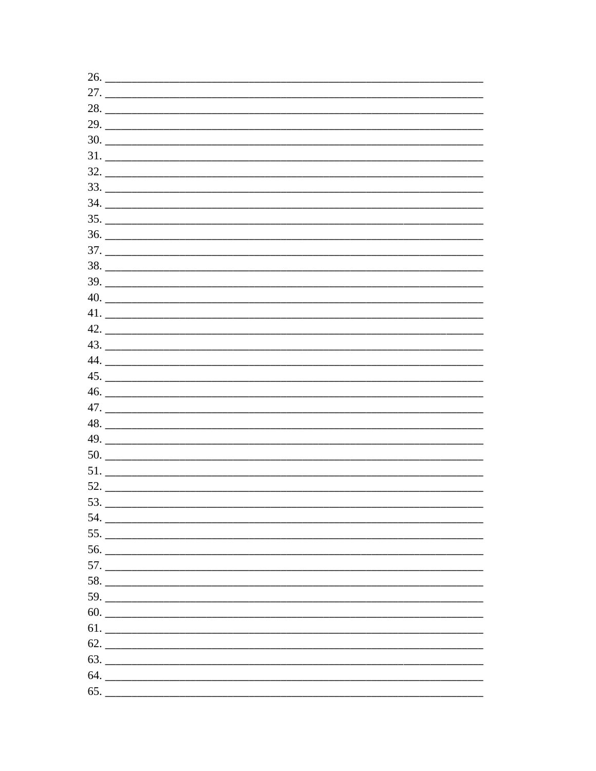26. ___________________________________________________________________
27. ___________________________________________________________________
28. ___________________________________________________________________
29. ___________________________________________________________________
30. ___________________________________________________________________
31. ___________________________________________________________________
32. ___________________________________________________________________
33. ___________________________________________________________________
34. ___________________________________________________________________
35. ___________________________________________________________________
36. ___________________________________________________________________
37. ___________________________________________________________________
38. ___________________________________________________________________
39. ___________________________________________________________________
40. ___________________________________________________________________
41. ___________________________________________________________________
42. ___________________________________________________________________
43. ___________________________________________________________________
44. ___________________________________________________________________
45. ___________________________________________________________________
46. ___________________________________________________________________
47. ___________________________________________________________________
48. ___________________________________________________________________
49. ___________________________________________________________________
50. ___________________________________________________________________
51. ___________________________________________________________________
52. ___________________________________________________________________
53. ___________________________________________________________________
54. ___________________________________________________________________
55. ___________________________________________________________________
56. ___________________________________________________________________
57. ___________________________________________________________________
58. ___________________________________________________________________
59. ___________________________________________________________________
60. ___________________________________________________________________
61. ___________________________________________________________________
62. ___________________________________________________________________
63. ___________________________________________________________________
64. ___________________________________________________________________
65. ___________________________________________________________________